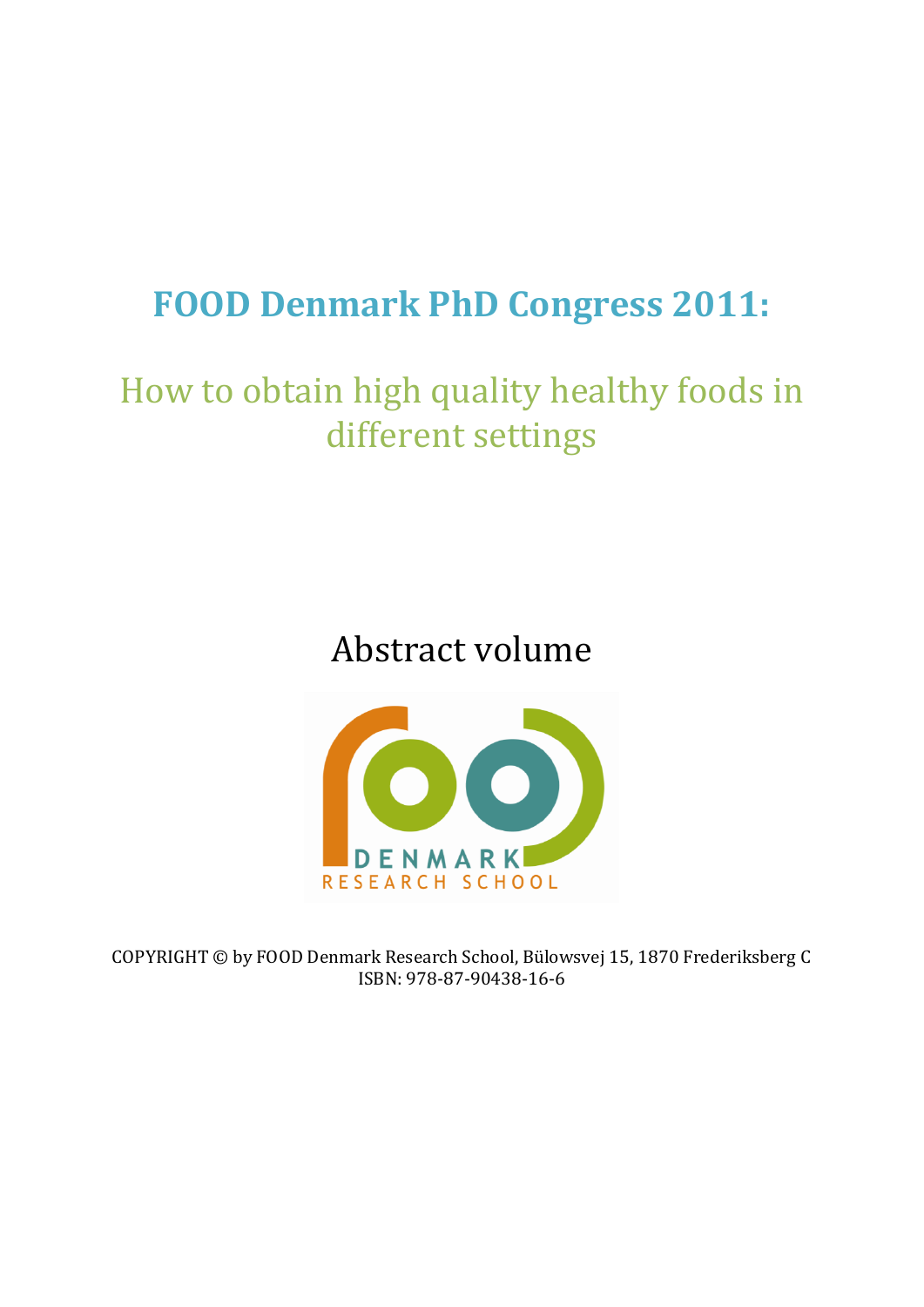# FOOD Denmark PhD Congress 2011:

## How to obtain high quality healthy foods in different settings

Abstract volume

DENMARK

RESEARCH SCHOOL

COPYRIGHT © by FOOD Denmark Research School, Bülowsvej 15, 1870 Frederiksberg C
ISBN: 978-87-90438-16-6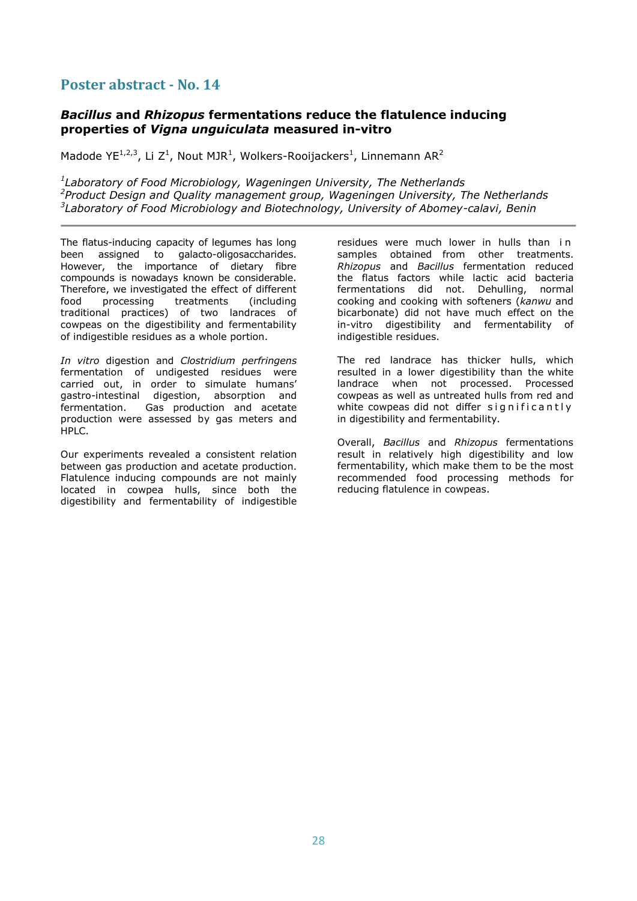## Poster abstract - No. 14

### ***Bacillus*** **and** ***Rhizopus*** **fermentations reduce the flatulence inducing properties of** ***Vigna unguiculata*** **measured in-vitro**

Madode YE[1,2,3], Li Z[1], Nout MJR[1], Wolkers-Rooijackers[1], Linnemann AR[2]

*[1]Laboratory of Food Microbiology, Wageningen University, The Netherlands*
*[2]Product Design and Quality management group, Wageningen University, The Netherlands*
*[3]Laboratory of Food Microbiology and Biotechnology, University of Abomey-calavi, Benin*

---

The flatus-inducing capacity of legumes has long been assigned to galacto-oligosaccharides. However, the importance of dietary fibre compounds is nowadays known be considerable. Therefore, we investigated the effect of different food processing treatments (including traditional practices) of two landraces of cowpeas on the digestibility and fermentability of indigestible residues as a whole portion.

*In vitro* digestion and *Clostridium perfringens* fermentation of undigested residues were carried out, in order to simulate humans' gastro-intestinal digestion, absorption and fermentation. Gas production and acetate production were assessed by gas meters and HPLC.

Our experiments revealed a consistent relation between gas production and acetate production. Flatulence inducing compounds are not mainly located in cowpea hulls, since both the digestibility and fermentability of indigestible residues were much lower in hulls than in samples obtained from other treatments. *Rhizopus* and *Bacillus* fermentation reduced the flatus factors while lactic acid bacteria fermentations did not. Dehulling, normal cooking and cooking with softeners (*kanwu* and bicarbonate) did not have much effect on the in-vitro digestibility and fermentability of indigestible residues.

The red landrace has thicker hulls, which resulted in a lower digestibility than the white landrace when not processed. Processed cowpeas as well as untreated hulls from red and white cowpeas did not differ significantly in digestibility and fermentability.

Overall, *Bacillus* and *Rhizopus* fermentations result in relatively high digestibility and low fermentability, which make them to be the most recommended food processing methods for reducing flatulence in cowpeas.